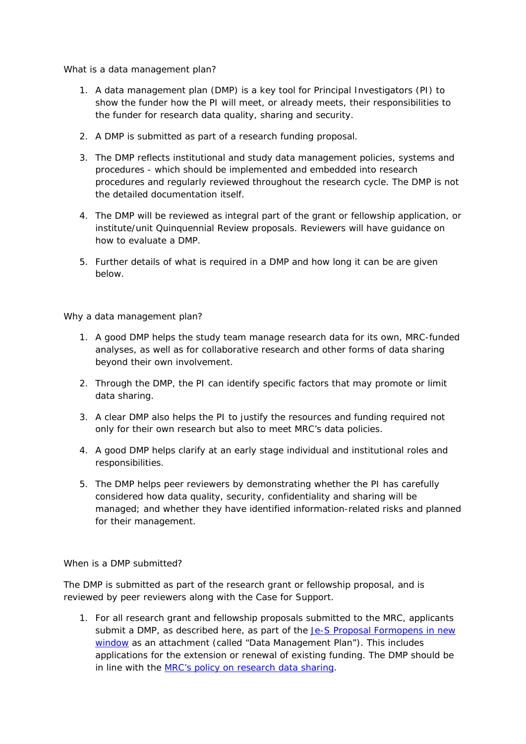## What is a data management plan?

1. A data management plan (DMP) is a key tool for Principal Investigators (PI) to show the funder how the PI will meet, or already meets, their responsibilities to the funder for research data quality, sharing and security.

2. A DMP is submitted as part of a research funding proposal.

3. The DMP reflects institutional and study data management policies, systems and procedures - which should be implemented and embedded into research procedures and regularly reviewed throughout the research cycle. The DMP is not the detailed documentation itself.

4. The DMP will be reviewed as integral part of the grant or fellowship application, or institute/unit Quinquennial Review proposals. Reviewers will have guidance on how to evaluate a DMP.

5. Further details of what is required in a DMP and how long it can be are given below.

## Why a data management plan?

1. A good DMP helps the study team manage research data for its own, MRC-funded analyses, as well as for collaborative research and other forms of data sharing beyond their own involvement.

2. Through the DMP, the PI can identify specific factors that may promote or limit data sharing.

3. A clear DMP also helps the PI to justify the resources and funding required not only for their own research but also to meet MRC's data policies.

4. A good DMP helps clarify at an early stage individual and institutional roles and responsibilities.

5. The DMP helps peer reviewers by demonstrating whether the PI has carefully considered how data quality, security, confidentiality and sharing will be managed; and whether they have identified information-related risks and planned for their management.

## When is a DMP submitted?

The DMP is submitted as part of the research grant or fellowship proposal, and is reviewed by peer reviewers along with the Case for Support.

1. For all research grant and fellowship proposals submitted to the MRC, applicants submit a DMP, as described here, as part of the [Je-S Proposal Formopens in new window]() as an attachment (called "Data Management Plan"). This includes applications for the extension or renewal of existing funding. The DMP should be in line with the [MRC's policy on research data sharing]().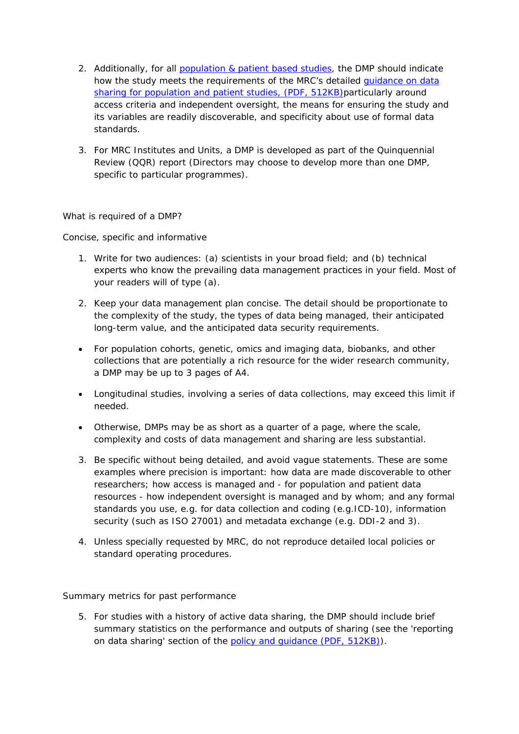2. Additionally, for all [population & patient based studies](), the DMP should indicate how the study meets the requirements of the MRC's detailed [guidance on data sharing for population and patient studies, (PDF, 512KB)]()particularly around access criteria and independent oversight, the means for ensuring the study and its variables are readily discoverable, and specificity about use of formal data standards.

3. For MRC Institutes and Units, a DMP is developed as part of the Quinquennial Review (QQR) report (Directors may choose to develop more than one DMP, specific to particular programmes).

What is required of a DMP?

Concise, specific and informative

1. Write for two audiences: (a) scientists in your broad field; and (b) technical experts who know the prevailing data management practices in your field. Most of your readers will of type (a).

2. Keep your data management plan concise. The detail should be proportionate to the complexity of the study, the types of data being managed, their anticipated long-term value, and the anticipated data security requirements.

- For population cohorts, genetic, omics and imaging data, biobanks, and other collections that are potentially a rich resource for the wider research community, a DMP may be up to 3 pages of A4.

- Longitudinal studies, involving a series of data collections, may exceed this limit if needed.

- Otherwise, DMPs may be as short as a quarter of a page, where the scale, complexity and costs of data management and sharing are less substantial.

3. Be specific without being detailed, and avoid vague statements. These are some examples where precision is important: how data are made discoverable to other researchers; how access is managed and - for population and patient data resources - how independent oversight is managed and by whom; and any formal standards you use, e.g. for data collection and coding (e.g.ICD-10), information security (such as ISO 27001) and metadata exchange (e.g. DDI-2 and 3).

4. Unless specially requested by MRC, do not reproduce detailed local policies or standard operating procedures.

Summary metrics for past performance

5. For studies with a history of active data sharing, the DMP should include brief summary statistics on the performance and outputs of sharing (see the 'reporting on data sharing' section of the [policy and guidance (PDF, 512KB)]()).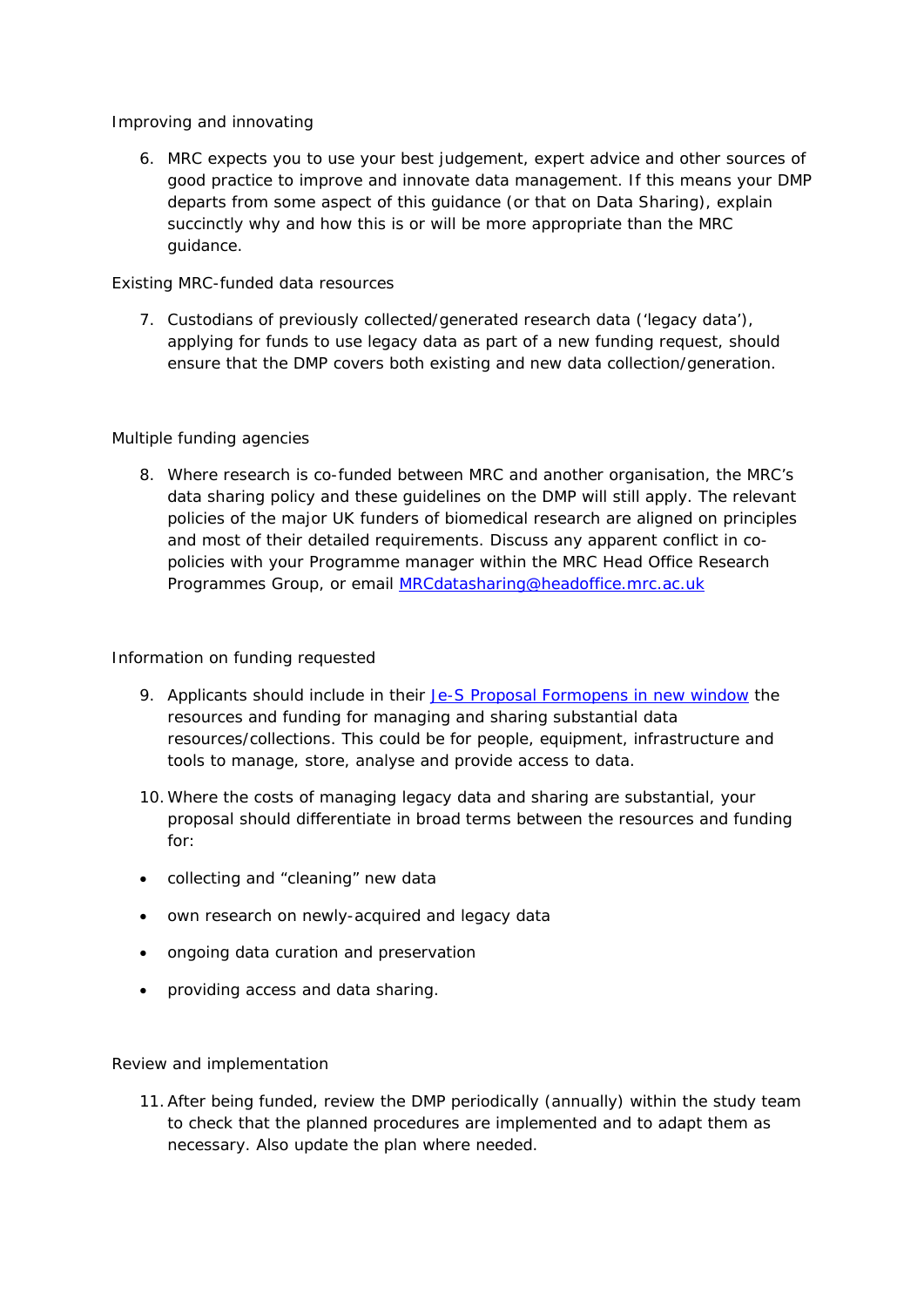Improving and innovating

6. MRC expects you to use your best judgement, expert advice and other sources of good practice to improve and innovate data management. If this means your DMP departs from some aspect of this guidance (or that on Data Sharing), explain succinctly why and how this is or will be more appropriate than the MRC guidance.

Existing MRC-funded data resources

7. Custodians of previously collected/generated research data ('legacy data'), applying for funds to use legacy data as part of a new funding request, should ensure that the DMP covers both existing and new data collection/generation.

Multiple funding agencies

8. Where research is co-funded between MRC and another organisation, the MRC's data sharing policy and these guidelines on the DMP will still apply. The relevant policies of the major UK funders of biomedical research are aligned on principles and most of their detailed requirements. Discuss any apparent conflict in co-policies with your Programme manager within the MRC Head Office Research Programmes Group, or email MRCdatasharing@headoffice.mrc.ac.uk

Information on funding requested

9. Applicants should include in their Je-S Proposal Formopens in new window the resources and funding for managing and sharing substantial data resources/collections. This could be for people, equipment, infrastructure and tools to manage, store, analyse and provide access to data.

10. Where the costs of managing legacy data and sharing are substantial, your proposal should differentiate in broad terms between the resources and funding for:

- collecting and "cleaning" new data
- own research on newly-acquired and legacy data
- ongoing data curation and preservation
- providing access and data sharing.

Review and implementation

11. After being funded, review the DMP periodically (annually) within the study team to check that the planned procedures are implemented and to adapt them as necessary. Also update the plan where needed.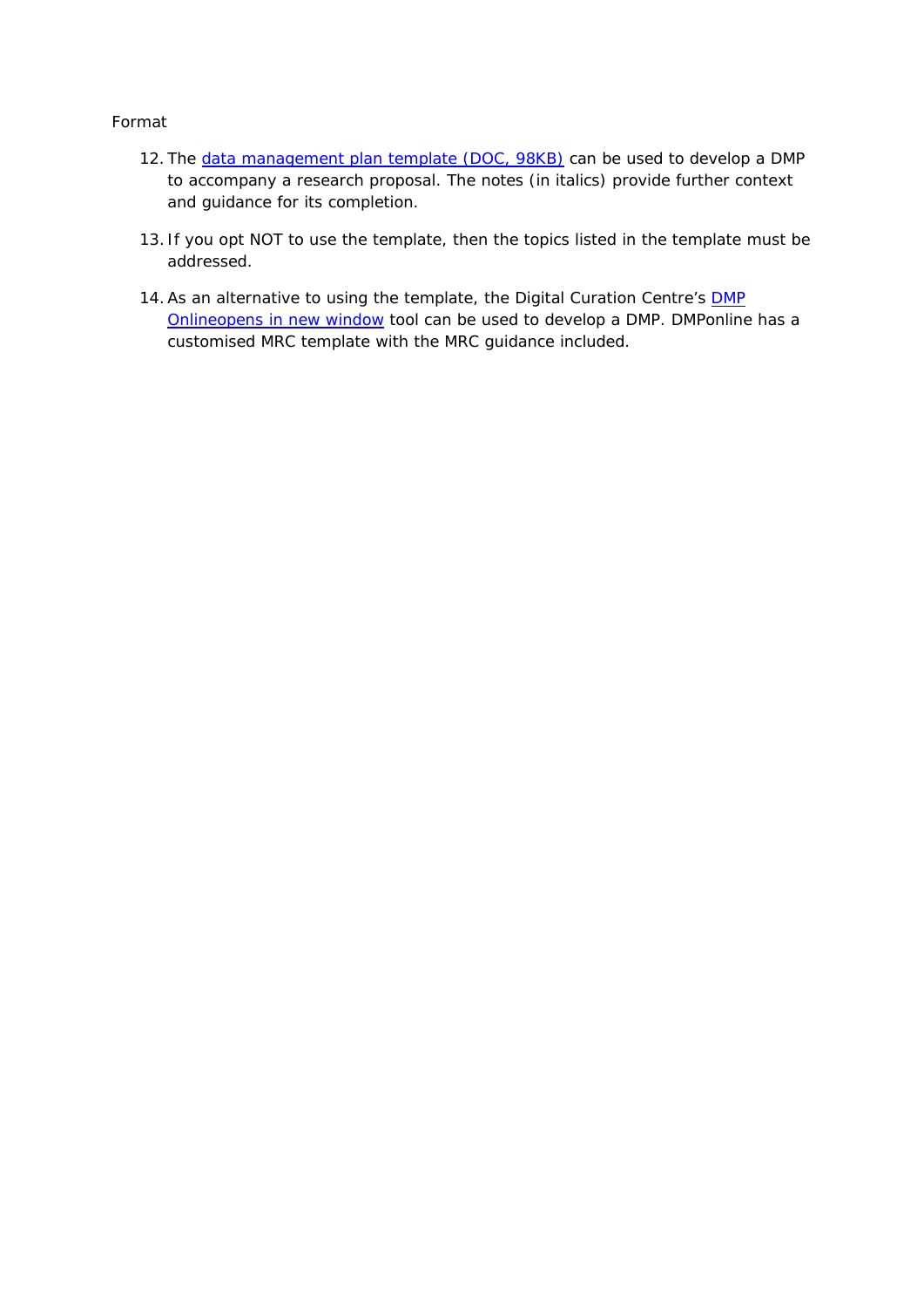Format

12. The [data management plan template (DOC, 98KB)] can be used to develop a DMP to accompany a research proposal. The notes (in italics) provide further context and guidance for its completion.
13. If you opt NOT to use the template, then the topics listed in the template must be addressed.
14. As an alternative to using the template, the Digital Curation Centre's [DMP Onlineopens in new window] tool can be used to develop a DMP. DMPonline has a customised MRC template with the MRC guidance included.